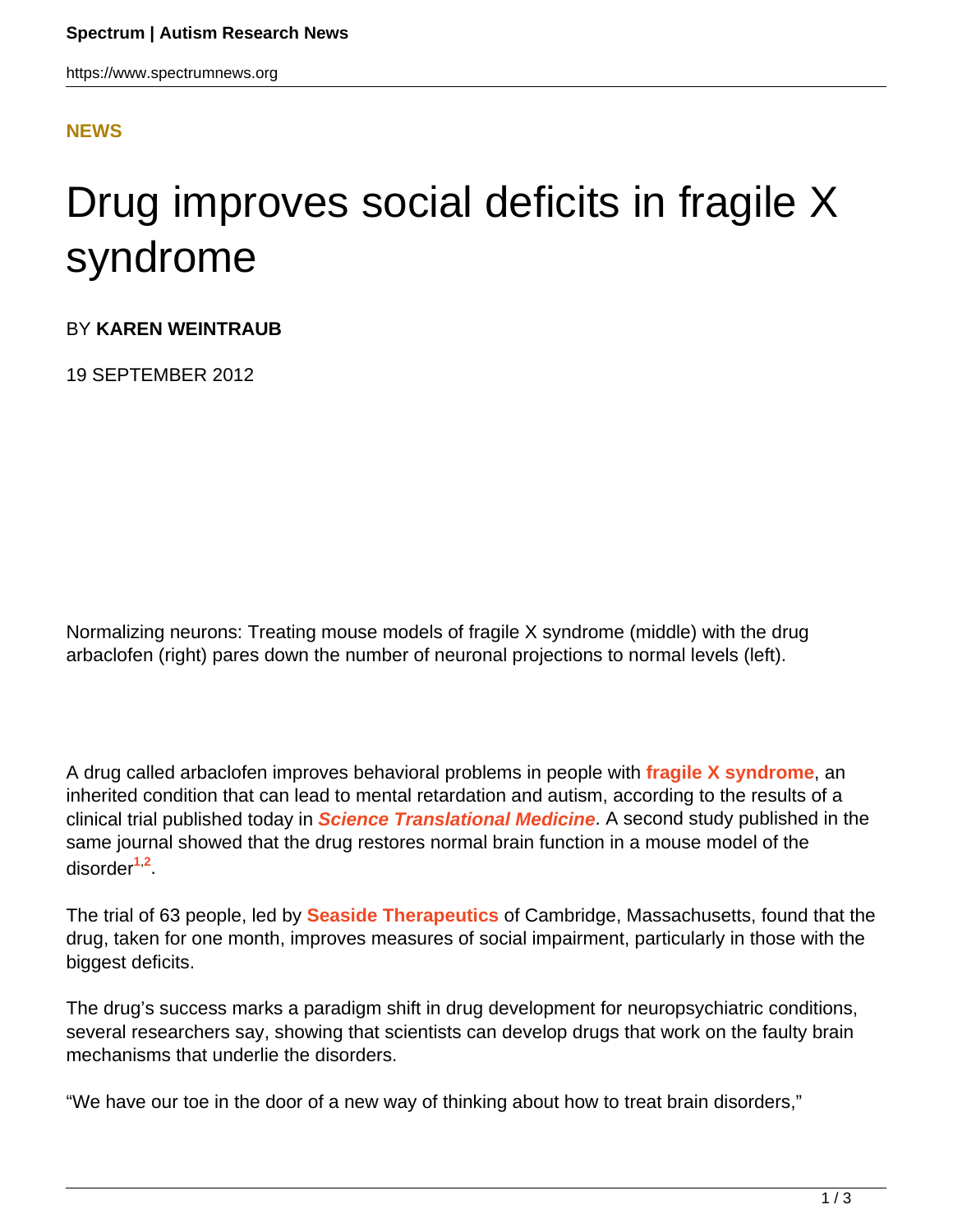**NEWS**

# Drug improves social deficits in fragile X syndrome

BY **KAREN WEINTRAUB**

19 SEPTEMBER 2012

Normalizing neurons: Treating mouse models of fragile X syndrome (middle) with the drug arbaclofen (right) pares down the number of neuronal projections to normal levels (left).

A drug called arbaclofen improves behavioral problems in people with **fragile X syndrome**, an inherited condition that can lead to mental retardation and autism, according to the results of a clinical trial published today in ***Science Translational Medicine***. A second study published in the same journal showed that the drug restores normal brain function in a mouse model of the disorder[1,2].

The trial of 63 people, led by **Seaside Therapeutics** of Cambridge, Massachusetts, found that the drug, taken for one month, improves measures of social impairment, particularly in those with the biggest deficits.

The drug's success marks a paradigm shift in drug development for neuropsychiatric conditions, several researchers say, showing that scientists can develop drugs that work on the faulty brain mechanisms that underlie the disorders.

"We have our toe in the door of a new way of thinking about how to treat brain disorders,"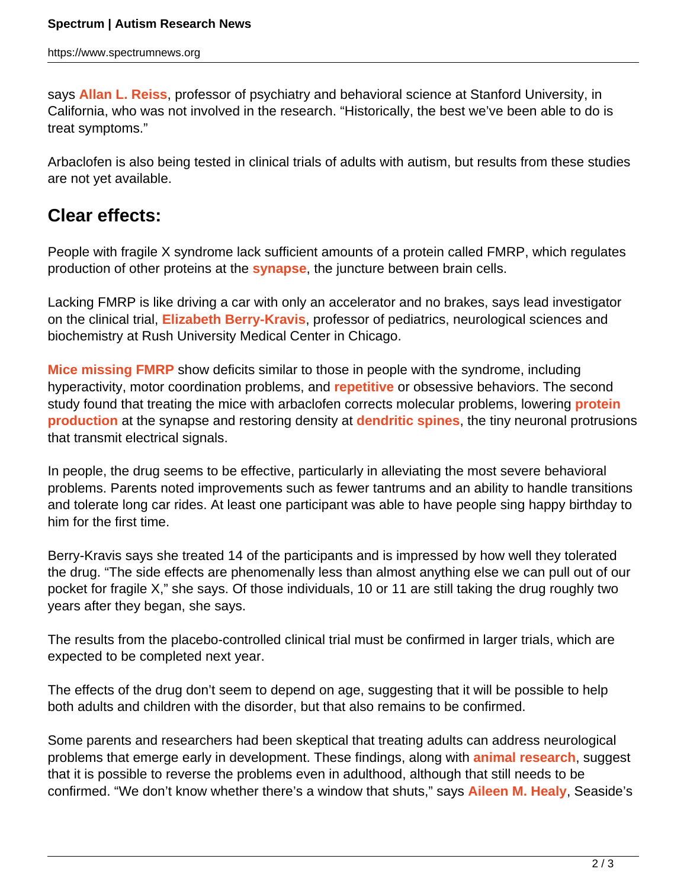says **Allan L. Reiss**, professor of psychiatry and behavioral science at Stanford University, in California, who was not involved in the research. “Historically, the best we’ve been able to do is treat symptoms.”

Arbaclofen is also being tested in clinical trials of adults with autism, but results from these studies are not yet available.

## Clear effects:

People with fragile X syndrome lack sufficient amounts of a protein called FMRP, which regulates production of other proteins at the **synapse**, the juncture between brain cells.

Lacking FMRP is like driving a car with only an accelerator and no brakes, says lead investigator on the clinical trial, **Elizabeth Berry-Kravis**, professor of pediatrics, neurological sciences and biochemistry at Rush University Medical Center in Chicago.

**Mice missing FMRP** show deficits similar to those in people with the syndrome, including hyperactivity, motor coordination problems, and **repetitive** or obsessive behaviors. The second study found that treating the mice with arbaclofen corrects molecular problems, lowering **protein production** at the synapse and restoring density at **dendritic spines**, the tiny neuronal protrusions that transmit electrical signals.

In people, the drug seems to be effective, particularly in alleviating the most severe behavioral problems. Parents noted improvements such as fewer tantrums and an ability to handle transitions and tolerate long car rides. At least one participant was able to have people sing happy birthday to him for the first time.

Berry-Kravis says she treated 14 of the participants and is impressed by how well they tolerated the drug. “The side effects are phenomenally less than almost anything else we can pull out of our pocket for fragile X,” she says. Of those individuals, 10 or 11 are still taking the drug roughly two years after they began, she says.

The results from the placebo-controlled clinical trial must be confirmed in larger trials, which are expected to be completed next year.

The effects of the drug don’t seem to depend on age, suggesting that it will be possible to help both adults and children with the disorder, but that also remains to be confirmed.

Some parents and researchers had been skeptical that treating adults can address neurological problems that emerge early in development. These findings, along with **animal research**, suggest that it is possible to reverse the problems even in adulthood, although that still needs to be confirmed. “We don’t know whether there’s a window that shuts,” says **Aileen M. Healy**, Seaside’s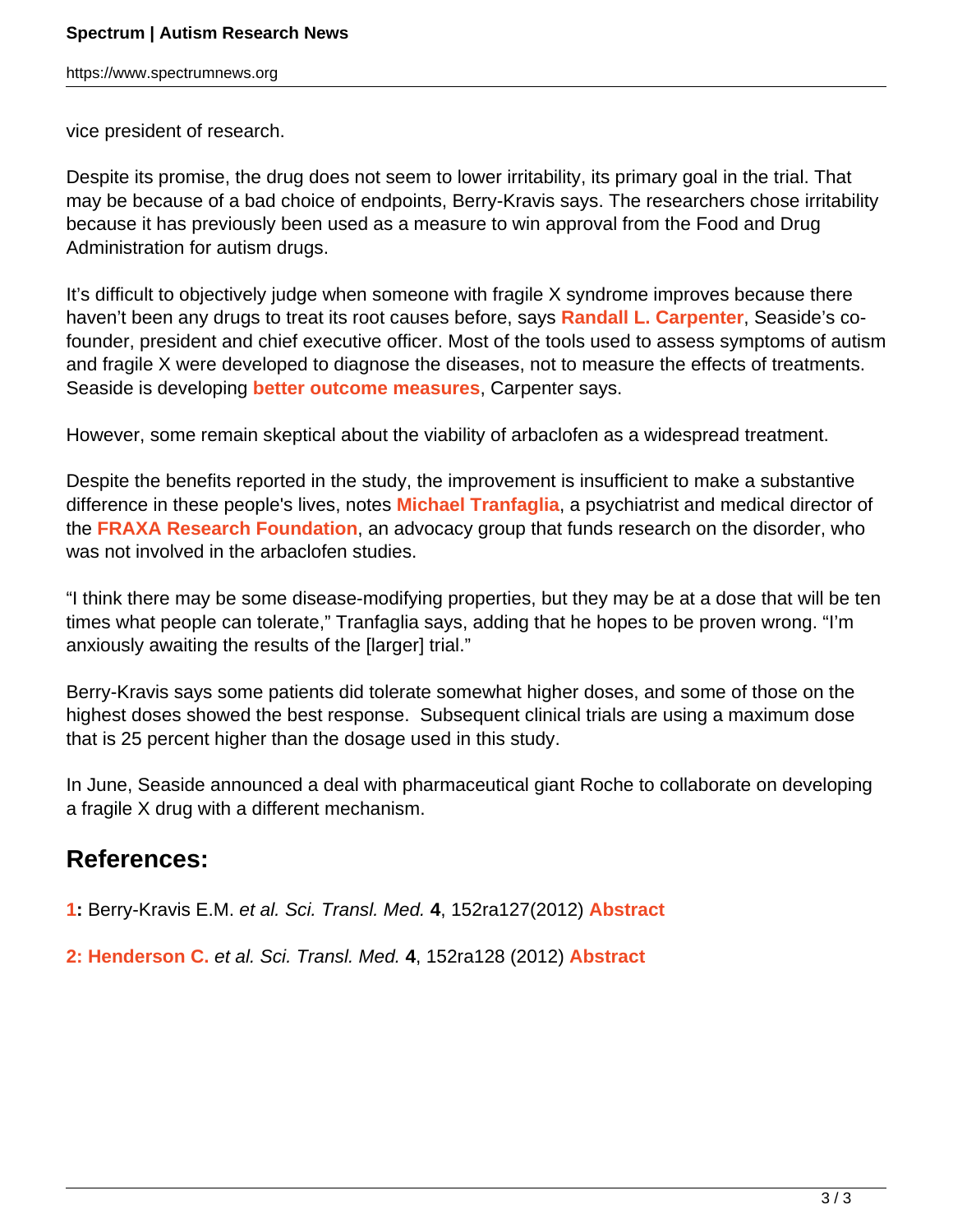vice president of research.

Despite its promise, the drug does not seem to lower irritability, its primary goal in the trial. That may be because of a bad choice of endpoints, Berry-Kravis says. The researchers chose irritability because it has previously been used as a measure to win approval from the Food and Drug Administration for autism drugs.

It's difficult to objectively judge when someone with fragile X syndrome improves because there haven't been any drugs to treat its root causes before, says **Randall L. Carpenter**, Seaside's co-founder, president and chief executive officer. Most of the tools used to assess symptoms of autism and fragile X were developed to diagnose the diseases, not to measure the effects of treatments. Seaside is developing **better outcome measures**, Carpenter says.

However, some remain skeptical about the viability of arbaclofen as a widespread treatment.

Despite the benefits reported in the study, the improvement is insufficient to make a substantive difference in these people's lives, notes **Michael Tranfaglia**, a psychiatrist and medical director of the **FRAXA Research Foundation**, an advocacy group that funds research on the disorder, who was not involved in the arbaclofen studies.

"I think there may be some disease-modifying properties, but they may be at a dose that will be ten times what people can tolerate," Tranfaglia says, adding that he hopes to be proven wrong. "I'm anxiously awaiting the results of the [larger] trial."

Berry-Kravis says some patients did tolerate somewhat higher doses, and some of those on the highest doses showed the best response. Subsequent clinical trials are using a maximum dose that is 25 percent higher than the dosage used in this study.

In June, Seaside announced a deal with pharmaceutical giant Roche to collaborate on developing a fragile X drug with a different mechanism.

## References:

**1:** Berry-Kravis E.M. *et al. Sci. Transl. Med.* **4**, 152ra127(2012) **Abstract**

**2: Henderson C.** *et al. Sci. Transl. Med.* **4**, 152ra128 (2012) **Abstract**